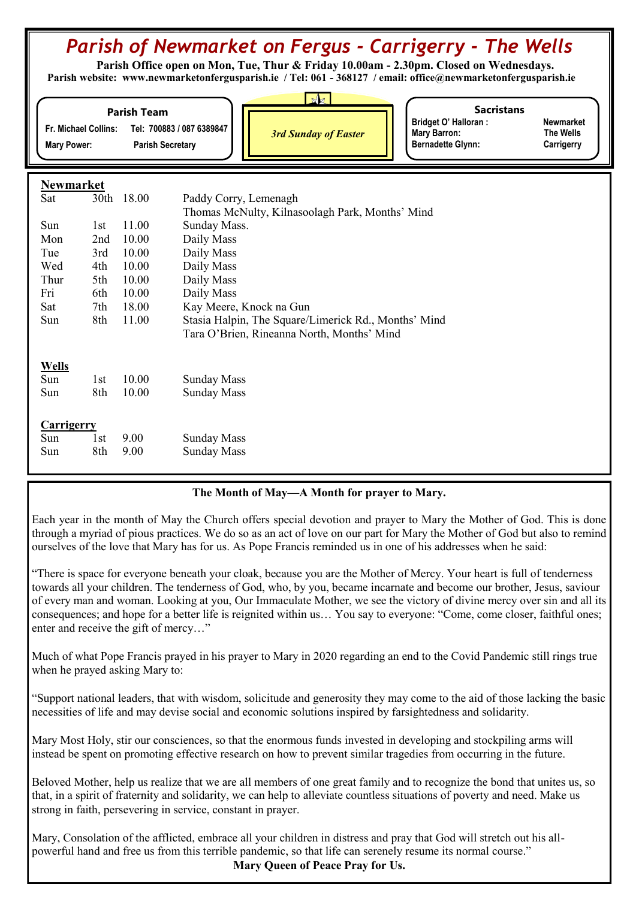# *Parish of Newmarket on Fergus - Carrigerry - The Wells*

**Parish Office open on Mon, Tue, Thur & Friday 10.00am - 2.30pm. Closed on Wednesdays.**
**Parish website: www.newmarketonfergusparish.ie / Tel: 061 - 368127 / email: office@newmarketonfergusparish.ie**

**Parish Team**
Fr. Michael Collins: Tel: 700883 / 087 6389847
Mary Power: Parish Secretary

***3rd Sunday of Easter***

**Sacristans**
Bridget O' Halloran : Newmarket
Mary Barron: The Wells
Bernadette Glynn: Carrigerry

**Newmarket**

| | | | |
|---|---|---|---|
| Sat | 30th | 18.00 | Paddy Corry, Lemenagh |
| | | | Thomas McNulty, Kilnasoolagh Park, Months' Mind |
| Sun | 1st | 11.00 | Sunday Mass. |
| Mon | 2nd | 10.00 | Daily Mass |
| Tue | 3rd | 10.00 | Daily Mass |
| Wed | 4th | 10.00 | Daily Mass |
| Thur | 5th | 10.00 | Daily Mass |
| Fri | 6th | 10.00 | Daily Mass |
| Sat | 7th | 18.00 | Kay Meere, Knock na Gun |
| Sun | 8th | 11.00 | Stasia Halpin, The Square/Limerick Rd., Months' Mind |
| | | | Tara O'Brien, Rineanna North, Months' Mind |

**Wells**

| | | | |
|---|---|---|---|
| Sun | 1st | 10.00 | Sunday Mass |
| Sun | 8th | 10.00 | Sunday Mass |

**Carrigerry**

| | | | |
|---|---|---|---|
| Sun | 1st | 9.00 | Sunday Mass |
| Sun | 8th | 9.00 | Sunday Mass |

**The Month of May—A Month for prayer to Mary.**

Each year in the month of May the Church offers special devotion and prayer to Mary the Mother of God. This is done through a myriad of pious practices. We do so as an act of love on our part for Mary the Mother of God but also to remind ourselves of the love that Mary has for us. As Pope Francis reminded us in one of his addresses when he said:

"There is space for everyone beneath your cloak, because you are the Mother of Mercy. Your heart is full of tenderness towards all your children. The tenderness of God, who, by you, became incarnate and become our brother, Jesus, saviour of every man and woman. Looking at you, Our Immaculate Mother, we see the victory of divine mercy over sin and all its consequences; and hope for a better life is reignited within us… You say to everyone: "Come, come closer, faithful ones; enter and receive the gift of mercy…"

Much of what Pope Francis prayed in his prayer to Mary in 2020 regarding an end to the Covid Pandemic still rings true when he prayed asking Mary to:

"Support national leaders, that with wisdom, solicitude and generosity they may come to the aid of those lacking the basic necessities of life and may devise social and economic solutions inspired by farsightedness and solidarity.

Mary Most Holy, stir our consciences, so that the enormous funds invested in developing and stockpiling arms will instead be spent on promoting effective research on how to prevent similar tragedies from occurring in the future.

Beloved Mother, help us realize that we are all members of one great family and to recognize the bond that unites us, so that, in a spirit of fraternity and solidarity, we can help to alleviate countless situations of poverty and need. Make us strong in faith, persevering in service, constant in prayer.

Mary, Consolation of the afflicted, embrace all your children in distress and pray that God will stretch out his all-powerful hand and free us from this terrible pandemic, so that life can serenely resume its normal course."

**Mary Queen of Peace Pray for Us.**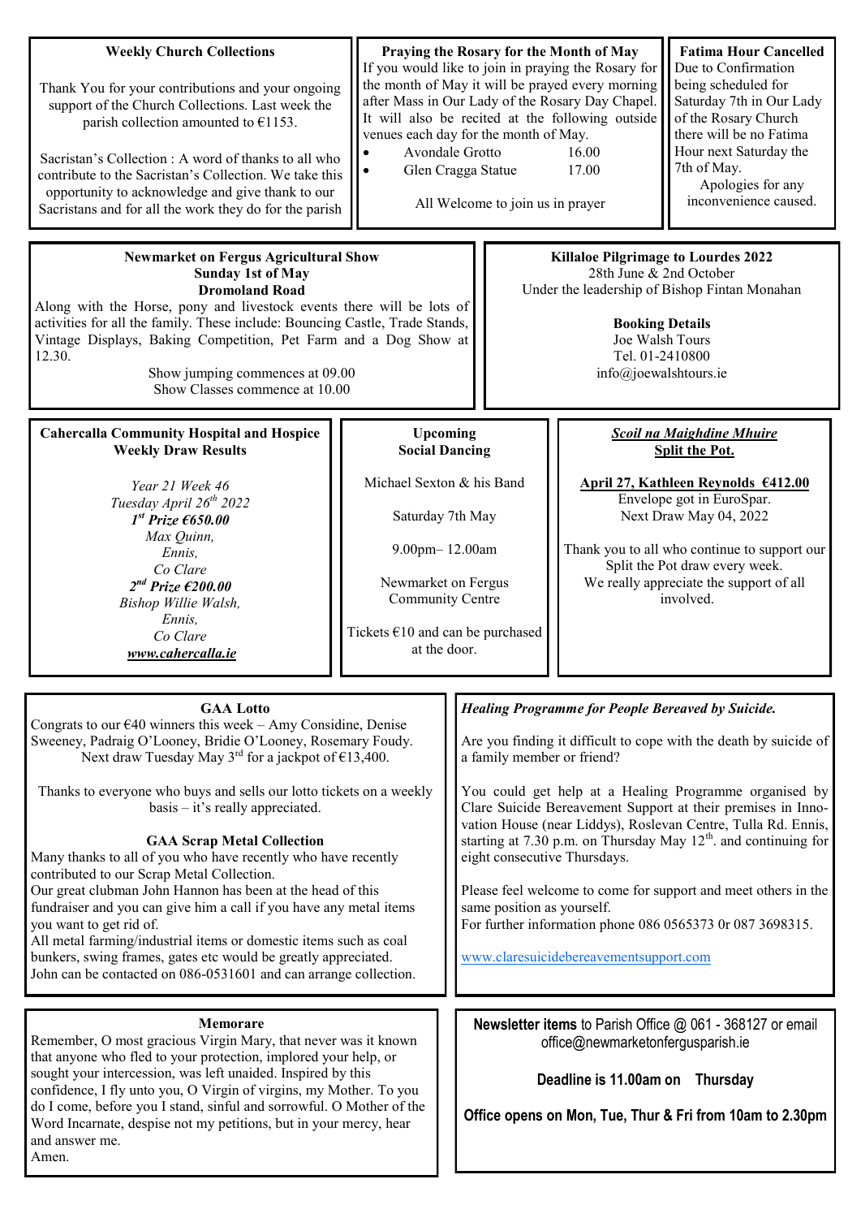### Weekly Church Collections

Thank You for your contributions and your ongoing support of the Church Collections. Last week the parish collection amounted to €1153.

Sacristan's Collection : A word of thanks to all who contribute to the Sacristan's Collection. We take this opportunity to acknowledge and give thank to our Sacristans and for all the work they do for the parish

### Praying the Rosary for the Month of May

If you would like to join in praying the Rosary for the month of May it will be prayed every morning after Mass in Our Lady of the Rosary Day Chapel. It will also be recited at the following outside venues each day for the month of May.

- Avondale Grotto 16.00
- Glen Cragga Statue 17.00

All Welcome to join us in prayer

### Fatima Hour Cancelled

Due to Confirmation being scheduled for Saturday 7th in Our Lady of the Rosary Church there will be no Fatima Hour next Saturday the 7th of May.

Apologies for any inconvenience caused.

### Newmarket on Fergus Agricultural Show
**Sunday 1st of May**
**Dromoland Road**

Along with the Horse, pony and livestock events there will be lots of activities for all the family. These include: Bouncing Castle, Trade Stands, Vintage Displays, Baking Competition, Pet Farm and a Dog Show at 12.30.

Show jumping commences at 09.00
Show Classes commence at 10.00

### Killaloe Pilgrimage to Lourdes 2022

28th June & 2nd October
Under the leadership of Bishop Fintan Monahan

**Booking Details**
Joe Walsh Tours
Tel. 01-2410800
info@joewalshtours.ie

### Cahercalla Community Hospital and Hospice Weekly Draw Results

*Year 21 Week 46*
*Tuesday April 26th 2022*
***1st Prize €650.00***
*Max Quinn,*
*Ennis,*
*Co Clare*
***2nd Prize €200.00***
*Bishop Willie Walsh,*
*Ennis,*
*Co Clare*
***www.cahercalla.ie***

### Upcoming Social Dancing

Michael Sexton & his Band

Saturday 7th May

9.00pm– 12.00am

Newmarket on Fergus Community Centre

Tickets €10 and can be purchased at the door.

### *Scoil na Maighdine Mhuire*
**Split the Pot.**

**April 27, Kathleen Reynolds €412.00**
Envelope got in EuroSpar.
Next Draw May 04, 2022

Thank you to all who continue to support our Split the Pot draw every week.
We really appreciate the support of all involved.

### GAA Lotto

Congrats to our €40 winners this week – Amy Considine, Denise Sweeney, Padraig O'Looney, Bridie O'Looney, Rosemary Foudy.
Next draw Tuesday May 3rd for a jackpot of €13,400.

Thanks to everyone who buys and sells our lotto tickets on a weekly basis – it's really appreciated.

### GAA Scrap Metal Collection

Many thanks to all of you who have recently who have recently contributed to our Scrap Metal Collection.
Our great clubman John Hannon has been at the head of this fundraiser and you can give him a call if you have any metal items you want to get rid of.
All metal farming/industrial items or domestic items such as coal bunkers, swing frames, gates etc would be greatly appreciated.
John can be contacted on 086-0531601 and can arrange collection.

### *Healing Programme for People Bereaved by Suicide.*

Are you finding it difficult to cope with the death by suicide of a family member or friend?

You could get help at a Healing Programme organised by Clare Suicide Bereavement Support at their premises in Innovation House (near Liddys), Roslevan Centre, Tulla Rd. Ennis, starting at 7.30 p.m. on Thursday May 12th. and continuing for eight consecutive Thursdays.

Please feel welcome to come for support and meet others in the same position as yourself.
For further information phone 086 0565373 0r 087 3698315.

www.claresuicidebereavementsupport.com

### Memorare

Remember, O most gracious Virgin Mary, that never was it known that anyone who fled to your protection, implored your help, or sought your intercession, was left unaided. Inspired by this confidence, I fly unto you, O Virgin of virgins, my Mother. To you do I come, before you I stand, sinful and sorrowful. O Mother of the Word Incarnate, despise not my petitions, but in your mercy, hear and answer me.
Amen.

**Newsletter items** to Parish Office @ 061 - 368127 or email office@newmarketonfergusparish.ie

**Deadline is 11.00am on Thursday**

**Office opens on Mon, Tue, Thur & Fri from 10am to 2.30pm**